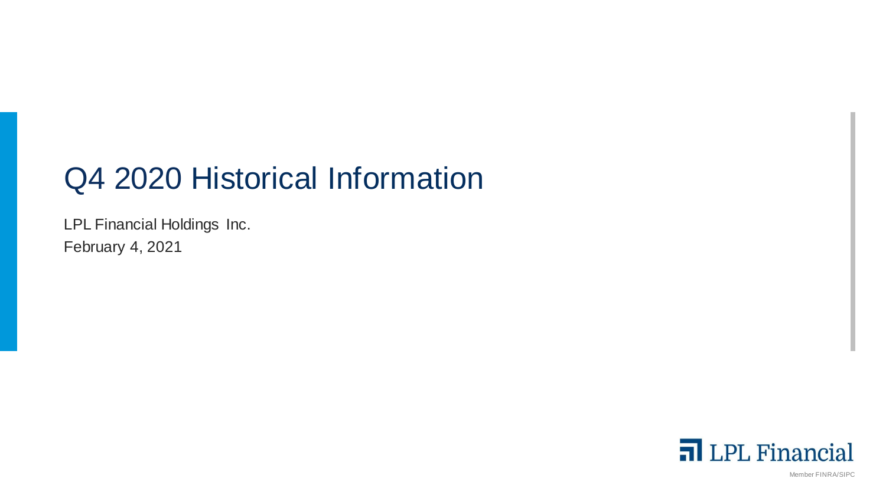# Q4 2020 Historical Information

LPL Financial Holdings Inc.

February 4, 2021

LPL Financial

Member FINRA/SIPC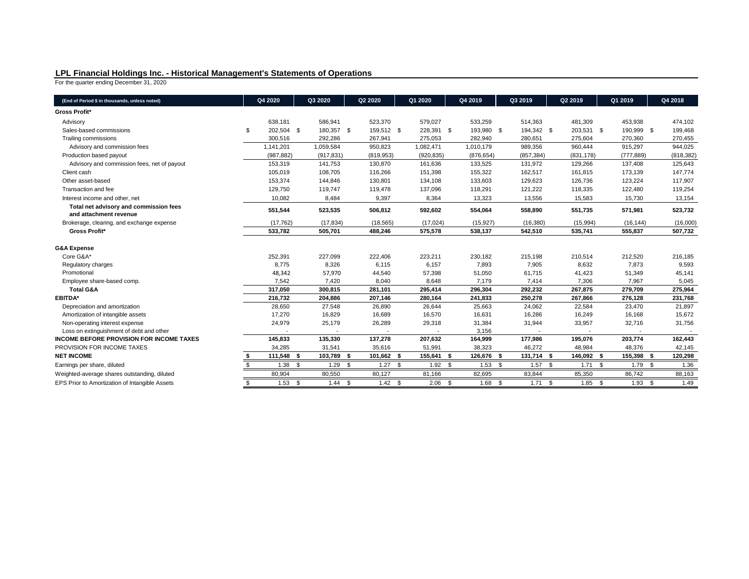## LPL Financial Holdings Inc. - Historical Management's Statements of Operations

For the quarter ending December 31, 2020

| (End of Period $ in thousands, unless noted) | Q4 2020 | Q3 2020 | Q2 2020 | Q1 2020 | Q4 2019 | Q3 2019 | Q2 2019 | Q1 2019 | Q4 2018 |
|---|---|---|---|---|---|---|---|---|---|
| **Gross Profit*** | | | | | | | | | |
| Advisory | 638,181 | 586,941 | 523,370 | 579,027 | 533,259 | 514,363 | 481,309 | 453,938 | 474,102 |
| Sales-based commissions | $ 202,504 | $ 180,357 | $ 159,512 | $ 228,391 | $ 193,980 | $ 194,342 | $ 203,531 | $ 190,999 | $ 199,468 |
| Trailing commissions | 300,516 | 292,286 | 267,941 | 275,053 | 282,940 | 280,651 | 275,604 | 270,360 | 270,455 |
| Advisory and commission fees | 1,141,201 | 1,059,584 | 950,823 | 1,082,471 | 1,010,179 | 989,356 | 960,444 | 915,297 | 944,025 |
| Production based payout | (987,882) | (917,831) | (819,953) | (920,835) | (876,654) | (857,384) | (831,178) | (777,889) | (818,382) |
| Advisory and commission fees, net of payout | 153,319 | 141,753 | 130,870 | 161,636 | 133,525 | 131,972 | 129,266 | 137,408 | 125,643 |
| Client cash | 105,019 | 108,705 | 116,266 | 151,398 | 155,322 | 162,517 | 161,815 | 173,139 | 147,774 |
| Other asset-based | 153,374 | 144,846 | 130,801 | 134,108 | 133,603 | 129,623 | 126,736 | 123,224 | 117,907 |
| Transaction and fee | 129,750 | 119,747 | 119,478 | 137,096 | 118,291 | 121,222 | 118,335 | 122,480 | 119,254 |
| Interest income and other, net | 10,082 | 8,484 | 9,397 | 8,364 | 13,323 | 13,556 | 15,583 | 15,730 | 13,154 |
| **Total net advisory and commission fees and attachment revenue** | **551,544** | **523,535** | **506,812** | **592,602** | **554,064** | **558,890** | **551,735** | **571,981** | **523,732** |
| Brokerage, clearing, and exchange expense | (17,762) | (17,834) | (18,565) | (17,024) | (15,927) | (16,380) | (15,994) | (16,144) | (16,000) |
| **Gross Profit*** | **533,782** | **505,701** | **488,246** | **575,578** | **538,137** | **542,510** | **535,741** | **555,837** | **507,732** |
| **G&A Expense** | | | | | | | | | |
| Core G&A* | 252,391 | 227,099 | 222,406 | 223,211 | 230,182 | 215,198 | 210,514 | 212,520 | 216,185 |
| Regulatory charges | 8,775 | 8,326 | 6,115 | 6,157 | 7,893 | 7,905 | 8,632 | 7,873 | 9,593 |
| Promotional | 48,342 | 57,970 | 44,540 | 57,398 | 51,050 | 61,715 | 41,423 | 51,349 | 45,141 |
| Employee share-based comp. | 7,542 | 7,420 | 8,040 | 8,648 | 7,179 | 7,414 | 7,306 | 7,967 | 5,045 |
| **Total G&A** | **317,050** | **300,815** | **281,101** | **295,414** | **296,304** | **292,232** | **267,875** | **279,709** | **275,964** |
| **EBITDA*** | **216,732** | **204,886** | **207,146** | **280,164** | **241,833** | **250,278** | **267,866** | **276,128** | **231,768** |
| Depreciation and amortization | 28,650 | 27,548 | 26,890 | 26,644 | 25,663 | 24,062 | 22,584 | 23,470 | 21,897 |
| Amortization of intangible assets | 17,270 | 16,829 | 16,689 | 16,570 | 16,631 | 16,286 | 16,249 | 16,168 | 15,672 |
| Non-operating interest expense | 24,979 | 25,179 | 26,289 | 29,318 | 31,384 | 31,944 | 33,957 | 32,716 | 31,756 |
| Loss on extinguishment of debt and other | - | - | - | - | 3,156 | - | - | - | - |
| **INCOME BEFORE PROVISION FOR INCOME TAXES** | **145,833** | **135,330** | **137,278** | **207,632** | **164,999** | **177,986** | **195,076** | **203,774** | **162,443** |
| PROVISION FOR INCOME TAXES | 34,285 | 31,541 | 35,616 | 51,991 | 38,323 | 46,272 | 48,984 | 48,376 | 42,145 |
| **NET INCOME** | **$ 111,548** | **$ 103,789** | **$ 101,662** | **$ 155,641** | **$ 126,676** | **$ 131,714** | **$ 146,092** | **$ 155,398** | **$ 120,298** |
| Earnings per share, diluted | $ 1.38 | $ 1.29 | $ 1.27 | $ 1.92 | $ 1.53 | $ 1.57 | $ 1.71 | $ 1.79 | $ 1.36 |
| Weighted-average shares outstanding, diluted | 80,904 | 80,550 | 80,127 | 81,166 | 82,695 | 83,844 | 85,350 | 86,742 | 88,163 |
| EPS Prior to Amortization of Intangible Assets | $ 1.53 | $ 1.44 | $ 1.42 | $ 2.06 | $ 1.68 | $ 1.71 | $ 1.85 | $ 1.93 | $ 1.49 |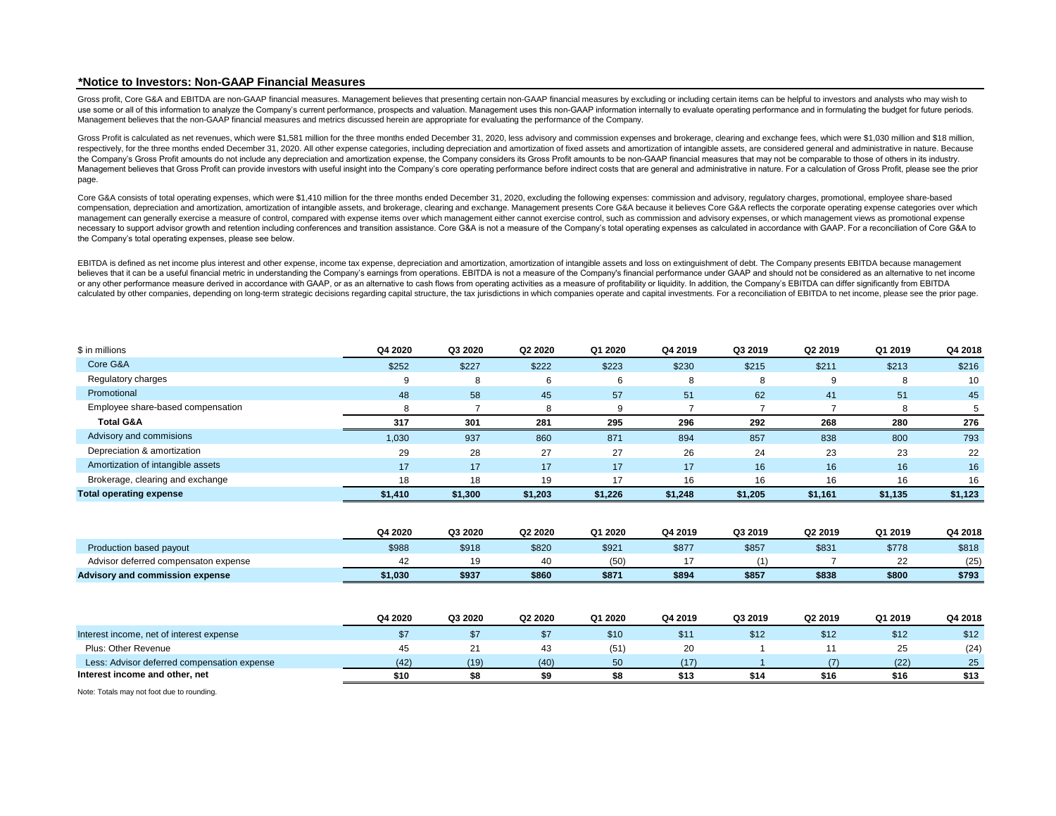### *Notice to Investors: Non-GAAP Financial Measures

Gross profit, Core G&A and EBITDA are non-GAAP financial measures. Management believes that presenting certain non-GAAP financial measures by excluding or including certain items can be helpful to investors and analysts who may wish to use some or all of this information to analyze the Company's current performance, prospects and valuation. Management uses this non-GAAP information internally to evaluate operating performance and in formulating the budget for future periods. Management believes that the non-GAAP financial measures and metrics discussed herein are appropriate for evaluating the performance of the Company.

Gross Profit is calculated as net revenues, which were $1,581 million for the three months ended December 31, 2020, less advisory and commission expenses and brokerage, clearing and exchange fees, which were $1,030 million and $18 million, respectively, for the three months ended December 31, 2020. All other expense categories, including depreciation and amortization of fixed assets and amortization of intangible assets, are considered general and administrative in nature. Because the Company's Gross Profit amounts do not include any depreciation and amortization expense, the Company considers its Gross Profit amounts to be non-GAAP financial measures that may not be comparable to those of others in its industry. Management believes that Gross Profit can provide investors with useful insight into the Company's core operating performance before indirect costs that are general and administrative in nature. For a calculation of Gross Profit, please see the prior page.

Core G&A consists of total operating expenses, which were $1,410 million for the three months ended December 31, 2020, excluding the following expenses: commission and advisory, regulatory charges, promotional, employee share-based compensation, depreciation and amortization, amortization of intangible assets, and brokerage, clearing and exchange. Management presents Core G&A because it believes Core G&A reflects the corporate operating expense categories over which management can generally exercise a measure of control, compared with expense items over which management either cannot exercise control, such as commission and advisory expenses, or which management views as promotional expense necessary to support advisor growth and retention including conferences and transition assistance. Core G&A is not a measure of the Company's total operating expenses as calculated in accordance with GAAP. For a reconciliation of Core G&A to the Company's total operating expenses, please see below.

EBITDA is defined as net income plus interest and other expense, income tax expense, depreciation and amortization, amortization of intangible assets and loss on extinguishment of debt. The Company presents EBITDA because management believes that it can be a useful financial metric in understanding the Company's earnings from operations. EBITDA is not a measure of the Company's financial performance under GAAP and should not be considered as an alternative to net income or any other performance measure derived in accordance with GAAP, or as an alternative to cash flows from operating activities as a measure of profitability or liquidity. In addition, the Company's EBITDA can differ significantly from EBITDA calculated by other companies, depending on long-term strategic decisions regarding capital structure, the tax jurisdictions in which companies operate and capital investments. For a reconciliation of EBITDA to net income, please see the prior page.

| $ in millions | Q4 2020 | Q3 2020 | Q2 2020 | Q1 2020 | Q4 2019 | Q3 2019 | Q2 2019 | Q1 2019 | Q4 2018 |
|---|---|---|---|---|---|---|---|---|---|
| Core G&A | $252 | $227 | $222 | $223 | $230 | $215 | $211 | $213 | $216 |
| Regulatory charges | 9 | 8 | 6 | 6 | 8 | 8 | 9 | 8 | 10 |
| Promotional | 48 | 58 | 45 | 57 | 51 | 62 | 41 | 51 | 45 |
| Employee share-based compensation | 8 | 7 | 8 | 9 | 7 | 7 | 7 | 8 | 5 |
| **Total G&A** | **317** | **301** | **281** | **295** | **296** | **292** | **268** | **280** | **276** |
| Advisory and commisions | 1,030 | 937 | 860 | 871 | 894 | 857 | 838 | 800 | 793 |
| Depreciation & amortization | 29 | 28 | 27 | 27 | 26 | 24 | 23 | 23 | 22 |
| Amortization of intangible assets | 17 | 17 | 17 | 17 | 17 | 16 | 16 | 16 | 16 |
| Brokerage, clearing and exchange | 18 | 18 | 19 | 17 | 16 | 16 | 16 | 16 | 16 |
| **Total operating expense** | **$1,410** | **$1,300** | **$1,203** | **$1,226** | **$1,248** | **$1,205** | **$1,161** | **$1,135** | **$1,123** |

| | Q4 2020 | Q3 2020 | Q2 2020 | Q1 2020 | Q4 2019 | Q3 2019 | Q2 2019 | Q1 2019 | Q4 2018 |
|---|---|---|---|---|---|---|---|---|---|
| Production based payout | $988 | $918 | $820 | $921 | $877 | $857 | $831 | $778 | $818 |
| Advisor deferred compensaton expense | 42 | 19 | 40 | (50) | 17 | (1) | 7 | 22 | (25) |
| **Advisory and commission expense** | **$1,030** | **$937** | **$860** | **$871** | **$894** | **$857** | **$838** | **$800** | **$793** |

| | Q4 2020 | Q3 2020 | Q2 2020 | Q1 2020 | Q4 2019 | Q3 2019 | Q2 2019 | Q1 2019 | Q4 2018 |
|---|---|---|---|---|---|---|---|---|---|
| Interest income, net of interest expense | $7 | $7 | $7 | $10 | $11 | $12 | $12 | $12 | $12 |
| Plus: Other Revenue | 45 | 21 | 43 | (51) | 20 | 1 | 11 | 25 | (24) |
| Less: Advisor deferred compensation expense | (42) | (19) | (40) | 50 | (17) | 1 | (7) | (22) | 25 |
| **Interest income and other, net** | **$10** | **$8** | **$9** | **$8** | **$13** | **$14** | **$16** | **$16** | **$13** |

Note: Totals may not foot due to rounding.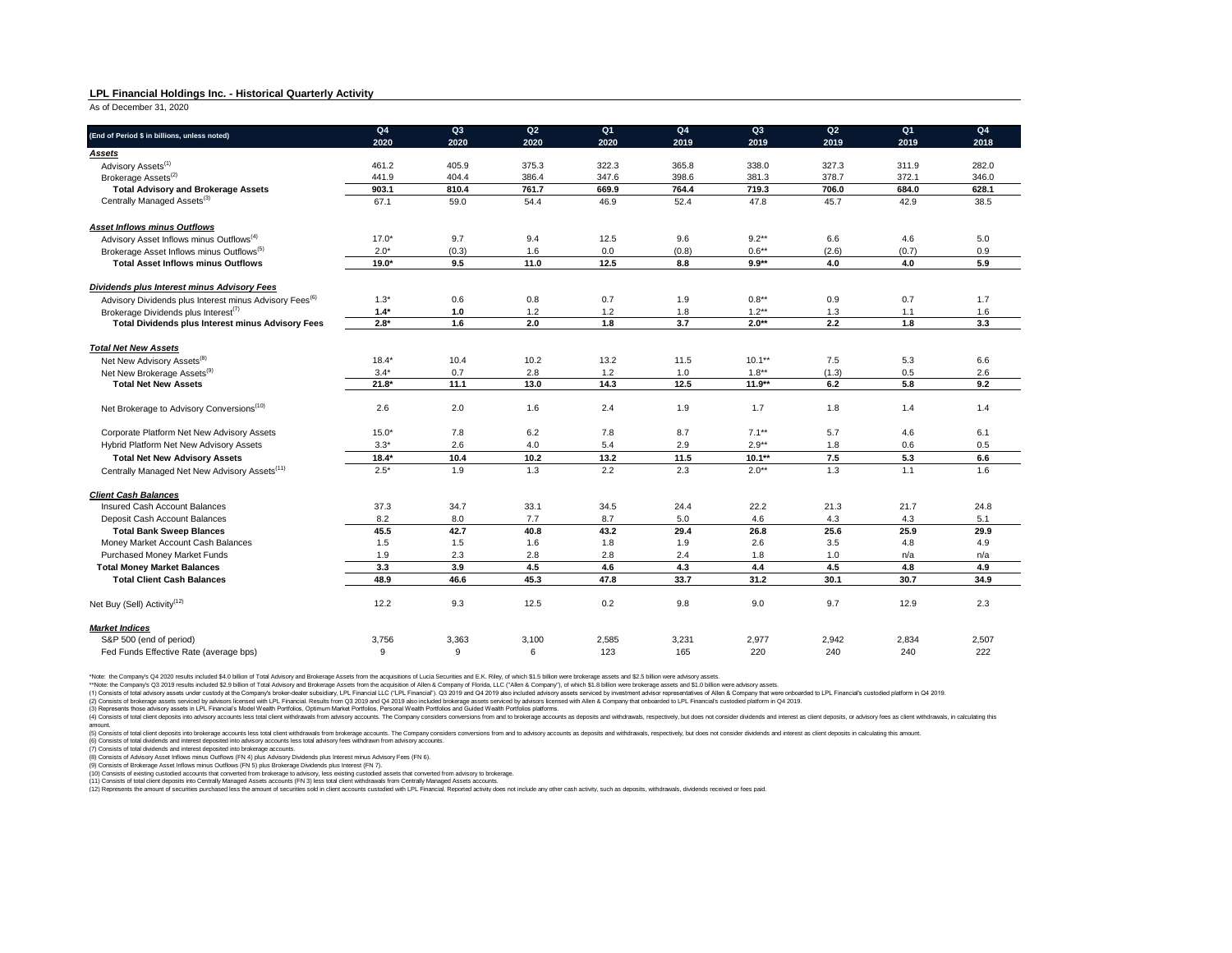**LPL Financial Holdings Inc. - Historical Quarterly Activity**

As of December 31, 2020

| (End of Period $ in billions, unless noted) | Q4 2020 | Q3 2020 | Q2 2020 | Q1 2020 | Q4 2019 | Q3 2019 | Q2 2019 | Q1 2019 | Q4 2018 |
|---|---|---|---|---|---|---|---|---|---|
| ***Assets*** | | | | | | | | | |
| Advisory Assets[(1)] | 461.2 | 405.9 | 375.3 | 322.3 | 365.8 | 338.0 | 327.3 | 311.9 | 282.0 |
| Brokerage Assets[(2)] | 441.9 | 404.4 | 386.4 | 347.6 | 398.6 | 381.3 | 378.7 | 372.1 | 346.0 |
| **Total Advisory and Brokerage Assets** | **903.1** | **810.4** | **761.7** | **669.9** | **764.4** | **719.3** | **706.0** | **684.0** | **628.1** |
| Centrally Managed Assets[(3)] | 67.1 | 59.0 | 54.4 | 46.9 | 52.4 | 47.8 | 45.7 | 42.9 | 38.5 |
| ***Asset Inflows minus Outflows*** | | | | | | | | | |
| Advisory Asset Inflows minus Outflows[(4)] | 17.0* | 9.7 | 9.4 | 12.5 | 9.6 | 9.2** | 6.6 | 4.6 | 5.0 |
| Brokerage Asset Inflows minus Outflows[(5)] | 2.0* | (0.3) | 1.6 | 0.0 | (0.8) | 0.6** | (2.6) | (0.7) | 0.9 |
| **Total Asset Inflows minus Outflows** | **19.0*** | **9.5** | **11.0** | **12.5** | **8.8** | **9.9**** | **4.0** | **4.0** | **5.9** |
| ***Dividends plus Interest minus Advisory Fees*** | | | | | | | | | |
| Advisory Dividends plus Interest minus Advisory Fees[(6)] | 1.3* | 0.6 | 0.8 | 0.7 | 1.9 | 0.8** | 0.9 | 0.7 | 1.7 |
| Brokerage Dividends plus Interest[(7)] | **1.4*** | **1.0** | 1.2 | 1.2 | 1.8 | 1.2** | 1.3 | 1.1 | 1.6 |
| **Total Dividends plus Interest minus Advisory Fees** | **2.8*** | **1.6** | **2.0** | **1.8** | **3.7** | **2.0**** | **2.2** | **1.8** | **3.3** |
| ***Total Net New Assets*** | | | | | | | | | |
| Net New Advisory Assets[(8)] | 18.4* | 10.4 | 10.2 | 13.2 | 11.5 | 10.1** | 7.5 | 5.3 | 6.6 |
| Net New Brokerage Assets[(9)] | 3.4* | 0.7 | 2.8 | 1.2 | 1.0 | 1.8** | (1.3) | 0.5 | 2.6 |
| **Total Net New Assets** | **21.8*** | **11.1** | **13.0** | **14.3** | **12.5** | **11.9**** | **6.2** | **5.8** | **9.2** |
| Net Brokerage to Advisory Conversions[(10)] | 2.6 | 2.0 | 1.6 | 2.4 | 1.9 | 1.7 | 1.8 | 1.4 | 1.4 |
| Corporate Platform Net New Advisory Assets | 15.0* | 7.8 | 6.2 | 7.8 | 8.7 | 7.1** | 5.7 | 4.6 | 6.1 |
| Hybrid Platform Net New Advisory Assets | 3.3* | 2.6 | 4.0 | 5.4 | 2.9 | 2.9** | 1.8 | 0.6 | 0.5 |
| **Total Net New Advisory Assets** | **18.4*** | **10.4** | **10.2** | **13.2** | **11.5** | **10.1**** | **7.5** | **5.3** | **6.6** |
| Centrally Managed Net New Advisory Assets[(11)] | 2.5* | 1.9 | 1.3 | 2.2 | 2.3 | 2.0** | 1.3 | 1.1 | 1.6 |
| ***Client Cash Balances*** | | | | | | | | | |
| Insured Cash Account Balances | 37.3 | 34.7 | 33.1 | 34.5 | 24.4 | 22.2 | 21.3 | 21.7 | 24.8 |
| Deposit Cash Account Balances | 8.2 | 8.0 | 7.7 | 8.7 | 5.0 | 4.6 | 4.3 | 4.3 | 5.1 |
| **Total Bank Sweep Blances** | **45.5** | **42.7** | **40.8** | **43.2** | **29.4** | **26.8** | **25.6** | **25.9** | **29.9** |
| Money Market Account Cash Balances | 1.5 | 1.5 | 1.6 | 1.8 | 1.9 | 2.6 | 3.5 | 4.8 | 4.9 |
| Purchased Money Market Funds | 1.9 | 2.3 | 2.8 | 2.8 | 2.4 | 1.8 | 1.0 | n/a | n/a |
| **Total Money Market Balances** | **3.3** | **3.9** | **4.5** | **4.6** | **4.3** | **4.4** | **4.5** | **4.8** | **4.9** |
| **Total Client Cash Balances** | **48.9** | **46.6** | **45.3** | **47.8** | **33.7** | **31.2** | **30.1** | **30.7** | **34.9** |
| Net Buy (Sell) Activity[(12)] | 12.2 | 9.3 | 12.5 | 0.2 | 9.8 | 9.0 | 9.7 | 12.9 | 2.3 |
| ***Market Indices*** | | | | | | | | | |
| S&P 500 (end of period) | 3,756 | 3,363 | 3,100 | 2,585 | 3,231 | 2,977 | 2,942 | 2,834 | 2,507 |
| Fed Funds Effective Rate (average bps) | 9 | 9 | 6 | 123 | 165 | 220 | 240 | 240 | 222 |

*Note: the Company's Q4 2020 results included $4.0 billion of Total Advisory and Brokerage Assets from the acquisitions of Lucia Securities and E.K. Riley, of which $1.5 billion were brokerage assets and $2.5 billion were advisory assets.

**Note: the Company's Q3 2019 results included $2.9 billion of Total Advisory and Brokerage Assets from the acquisition of Allen & Company of Florida, LLC ("Allen & Company"), of which $1.8 billion were brokerage assets and $1.0 billion were advisory assets.

(1) Consists of total advisory assets under custody at the Company's broker-dealer subsidiary, LPL Financial LLC ("LPL Financial"). Q3 2019 and Q4 2019 also included advisory assets serviced by investment advisor representatives of Allen & Company that were onboarded to LPL Financial's custodied platform in Q4 2019.

(2) Consists of brokerage assets serviced by advisors licensed with LPL Financial. Results from Q3 2019 and Q4 2019 also included brokerage assets serviced by advisors licensed with Allen & Company that onboarded to LPL Financial's custodied platform in Q4 2019.

(3) Represents those advisory assets in LPL Financial's Model Wealth Portfolios, Optimum Market Portfolios, Personal Wealth Portfolios and Guided Wealth Portfolios platforms.

(4) Consists of total client deposits into advisory accounts less total client withdrawals from advisory accounts. The Company considers conversions from and to brokerage accounts as deposits and withdrawals, respectively, but does not consider dividends and interest as client deposits, or advisory fees as client withdrawals, in calculating this amount.

(5) Consists of total client deposits into brokerage accounts less total client withdrawals from brokerage accounts. The Company considers conversions from and to advisory accounts as deposits and withdrawals, respectively, but does not consider dividends and interest as client deposits in calculating this amount.

(6) Consists of total dividends and interest deposited into advisory accounts less total advisory fees withdrawn from advisory accounts.

(7) Consists of total dividends and interest deposited into brokerage accounts.

(8) Consists of Advisory Asset Inflows minus Outflows (FN 4) plus Advisory Dividends plus Interest minus Advisory Fees (FN 6).

(9) Consists of Brokerage Asset Inflows minus Outflows (FN 5) plus Brokerage Dividends plus Interest (FN 7).

(10) Consists of existing custodied accounts that converted from brokerage to advisory, less existing custodied assets that converted from advisory to brokerage.

(11) Consists of total client deposits into Centrally Managed Assets accounts (FN 3) less total client withdrawals from Centrally Managed Assets accounts.

(12) Represents the amount of securities purchased less the amount of securities sold in client accounts custodied with LPL Financial. Reported activity does not include any other cash activity, such as deposits, withdrawals, dividends received or fees paid.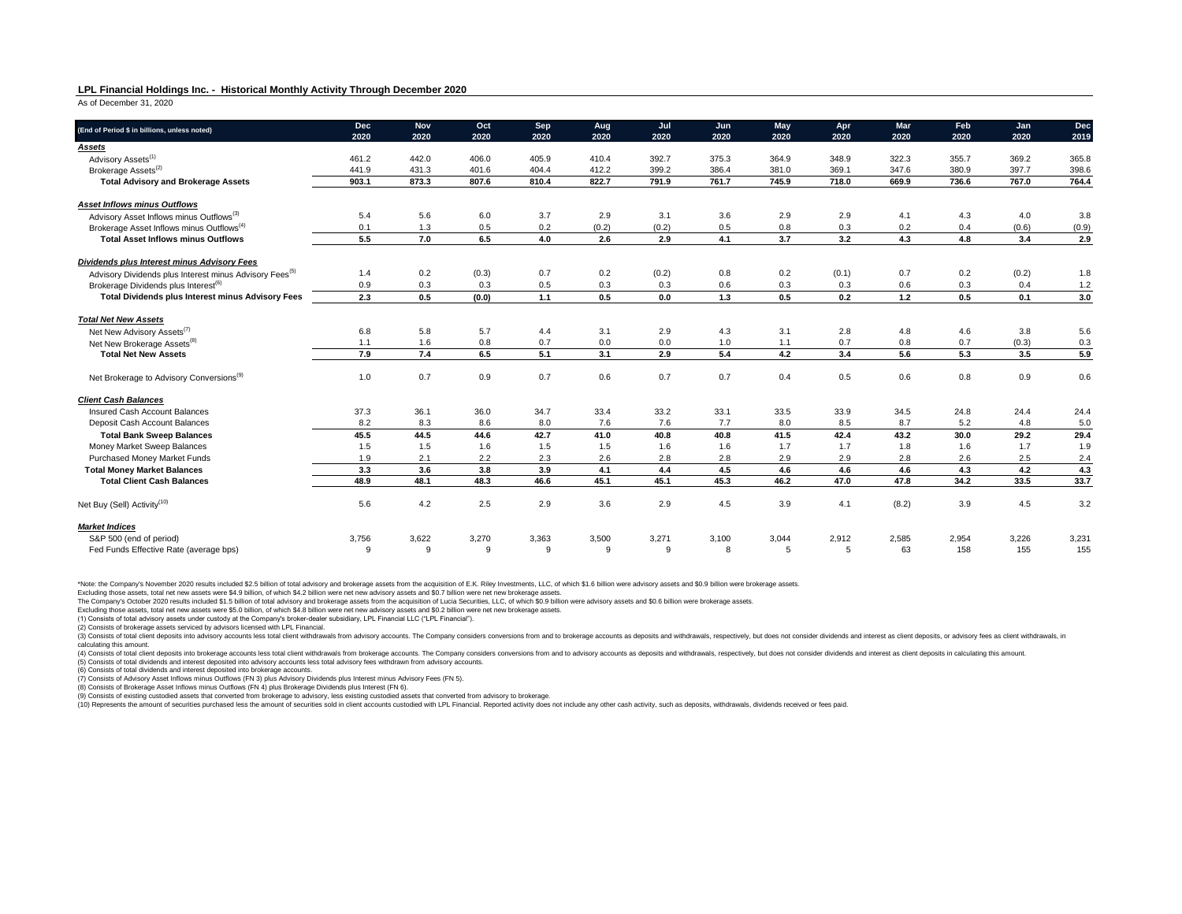**LPL Financial Holdings Inc. - Historical Monthly Activity Through December 2020**

As of December 31, 2020

| (End of Period $ in billions, unless noted) | Dec 2020 | Nov 2020 | Oct 2020 | Sep 2020 | Aug 2020 | Jul 2020 | Jun 2020 | May 2020 | Apr 2020 | Mar 2020 | Feb 2020 | Jan 2020 | Dec 2019 |
|---|---|---|---|---|---|---|---|---|---|---|---|---|---|
| ***Assets*** | | | | | | | | | | | | | |
| Advisory Assets[1] | 461.2 | 442.0 | 406.0 | 405.9 | 410.4 | 392.7 | 375.3 | 364.9 | 348.9 | 322.3 | 355.7 | 369.2 | 365.8 |
| Brokerage Assets[2] | 441.9 | 431.3 | 401.6 | 404.4 | 412.2 | 399.2 | 386.4 | 381.0 | 369.1 | 347.6 | 380.9 | 397.7 | 398.6 |
| **Total Advisory and Brokerage Assets** | **903.1** | **873.3** | **807.6** | **810.4** | **822.7** | **791.9** | **761.7** | **745.9** | **718.0** | **669.9** | **736.6** | **767.0** | **764.4** |
| ***Asset Inflows minus Outflows*** | | | | | | | | | | | | | |
| Advisory Asset Inflows minus Outflows[3] | 5.4 | 5.6 | 6.0 | 3.7 | 2.9 | 3.1 | 3.6 | 2.9 | 2.9 | 4.1 | 4.3 | 4.0 | 3.8 |
| Brokerage Asset Inflows minus Outflows[4] | 0.1 | 1.3 | 0.5 | 0.2 | (0.2) | (0.2) | 0.5 | 0.8 | 0.3 | 0.2 | 0.4 | (0.6) | (0.9) |
| **Total Asset Inflows minus Outflows** | **5.5** | **7.0** | **6.5** | **4.0** | **2.6** | **2.9** | **4.1** | **3.7** | **3.2** | **4.3** | **4.8** | **3.4** | **2.9** |
| ***Dividends plus Interest minus Advisory Fees*** | | | | | | | | | | | | | |
| Advisory Dividends plus Interest minus Advisory Fees[5] | 1.4 | 0.2 | (0.3) | 0.7 | 0.2 | (0.2) | 0.8 | 0.2 | (0.1) | 0.7 | 0.2 | (0.2) | 1.8 |
| Brokerage Dividends plus Interest[6] | 0.9 | 0.3 | 0.3 | 0.5 | 0.3 | 0.3 | 0.6 | 0.3 | 0.3 | 0.6 | 0.3 | 0.4 | 1.2 |
| **Total Dividends plus Interest minus Advisory Fees** | **2.3** | **0.5** | **(0.0)** | **1.1** | **0.5** | **0.0** | **1.3** | **0.5** | **0.2** | **1.2** | **0.5** | **0.1** | **3.0** |
| ***Total Net New Assets*** | | | | | | | | | | | | | |
| Net New Advisory Assets[7] | 6.8 | 5.8 | 5.7 | 4.4 | 3.1 | 2.9 | 4.3 | 3.1 | 2.8 | 4.8 | 4.6 | 3.8 | 5.6 |
| Net New Brokerage Assets[8] | 1.1 | 1.6 | 0.8 | 0.7 | 0.0 | 0.0 | 1.0 | 1.1 | 0.7 | 0.8 | 0.7 | (0.3) | 0.3 |
| **Total Net New Assets** | **7.9** | **7.4** | **6.5** | **5.1** | **3.1** | **2.9** | **5.4** | **4.2** | **3.4** | **5.6** | **5.3** | **3.5** | **5.9** |
| Net Brokerage to Advisory Conversions[9] | 1.0 | 0.7 | 0.9 | 0.7 | 0.6 | 0.7 | 0.7 | 0.4 | 0.5 | 0.6 | 0.8 | 0.9 | 0.6 |
| ***Client Cash Balances*** | | | | | | | | | | | | | |
| Insured Cash Account Balances | 37.3 | 36.1 | 36.0 | 34.7 | 33.4 | 33.2 | 33.1 | 33.5 | 33.9 | 34.5 | 24.8 | 24.4 | 24.4 |
| Deposit Cash Account Balances | 8.2 | 8.3 | 8.6 | 8.0 | 7.6 | 7.6 | 7.7 | 8.0 | 8.5 | 8.7 | 5.2 | 4.8 | 5.0 |
| **Total Bank Sweep Balances** | **45.5** | **44.5** | **44.6** | **42.7** | **41.0** | **40.8** | **40.8** | **41.5** | **42.4** | **43.2** | **30.0** | **29.2** | **29.4** |
| Money Market Sweep Balances | 1.5 | 1.5 | 1.6 | 1.5 | 1.5 | 1.6 | 1.6 | 1.7 | 1.7 | 1.8 | 1.6 | 1.7 | 1.9 |
| Purchased Money Market Funds | 1.9 | 2.1 | 2.2 | 2.3 | 2.6 | 2.8 | 2.8 | 2.9 | 2.9 | 2.8 | 2.6 | 2.5 | 2.4 |
| **Total Money Market Balances** | **3.3** | **3.6** | **3.8** | **3.9** | **4.1** | **4.4** | **4.5** | **4.6** | **4.6** | **4.6** | **4.3** | **4.2** | **4.3** |
| **Total Client Cash Balances** | **48.9** | **48.1** | **48.3** | **46.6** | **45.1** | **45.1** | **45.3** | **46.2** | **47.0** | **47.8** | **34.2** | **33.5** | **33.7** |
| Net Buy (Sell) Activity[10] | 5.6 | 4.2 | 2.5 | 2.9 | 3.6 | 2.9 | 4.5 | 3.9 | 4.1 | (8.2) | 3.9 | 4.5 | 3.2 |
| ***Market Indices*** | | | | | | | | | | | | | |
| S&P 500 (end of period) | 3,756 | 3,622 | 3,270 | 3,363 | 3,500 | 3,271 | 3,100 | 3,044 | 2,912 | 2,585 | 2,954 | 3,226 | 3,231 |
| Fed Funds Effective Rate (average bps) | 9 | 9 | 9 | 9 | 9 | 9 | 8 | 5 | 5 | 63 | 158 | 155 | 155 |

*Note: the Company's November 2020 results included $2.5 billion of total advisory and brokerage assets from the acquisition of E.K. Riley Investments, LLC, of which $1.6 billion were advisory assets and $0.9 billion were brokerage assets.
Excluding those assets, total net new assets were $4.9 billion, of which $4.2 billion were net new advisory assets and $0.7 billion were net new brokerage assets.
The Company's October 2020 results included $1.5 billion of total advisory and brokerage assets from the acquisition of Lucia Securities, LLC, of which $0.9 billion were advisory assets and $0.6 billion were brokerage assets.
Excluding those assets, total net new assets were $5.0 billion, of which $4.8 billion were net new advisory assets and $0.2 billion were net new brokerage assets.

(1) Consists of total advisory assets under custody at the Company's broker-dealer subsidiary, LPL Financial LLC ("LPL Financial").
(2) Consists of brokerage assets serviced by advisors licensed with LPL Financial.
(3) Consists of total client deposits into advisory accounts less total client withdrawals from advisory accounts. The Company considers conversions from and to brokerage accounts as deposits and withdrawals, respectively, but does not consider dividends and interest as client deposits, or advisory fees as client withdrawals, in calculating this amount.
(4) Consists of total client deposits into brokerage accounts less total client withdrawals from brokerage accounts. The Company considers conversions from and to advisory accounts as deposits and withdrawals, respectively, but does not consider dividends and interest as client deposits in calculating this amount.
(5) Consists of total dividends and interest deposited into advisory accounts less total advisory fees withdrawn from advisory accounts.
(6) Consists of total dividends and interest deposited into brokerage accounts.
(7) Consists of Advisory Asset Inflows minus Outflows (FN 3) plus Advisory Dividends plus Interest minus Advisory Fees (FN 5).
(8) Consists of Brokerage Asset Inflows minus Outflows (FN 4) plus Brokerage Dividends plus Interest (FN 6).
(9) Consists of existing custodied assets that converted from brokerage to advisory, less existing custodied assets that converted from advisory to brokerage.
(10) Represents the amount of securities purchased less the amount of securities sold in client accounts custodied with LPL Financial. Reported activity does not include any other cash activity, such as deposits, withdrawals, dividends received or fees paid.